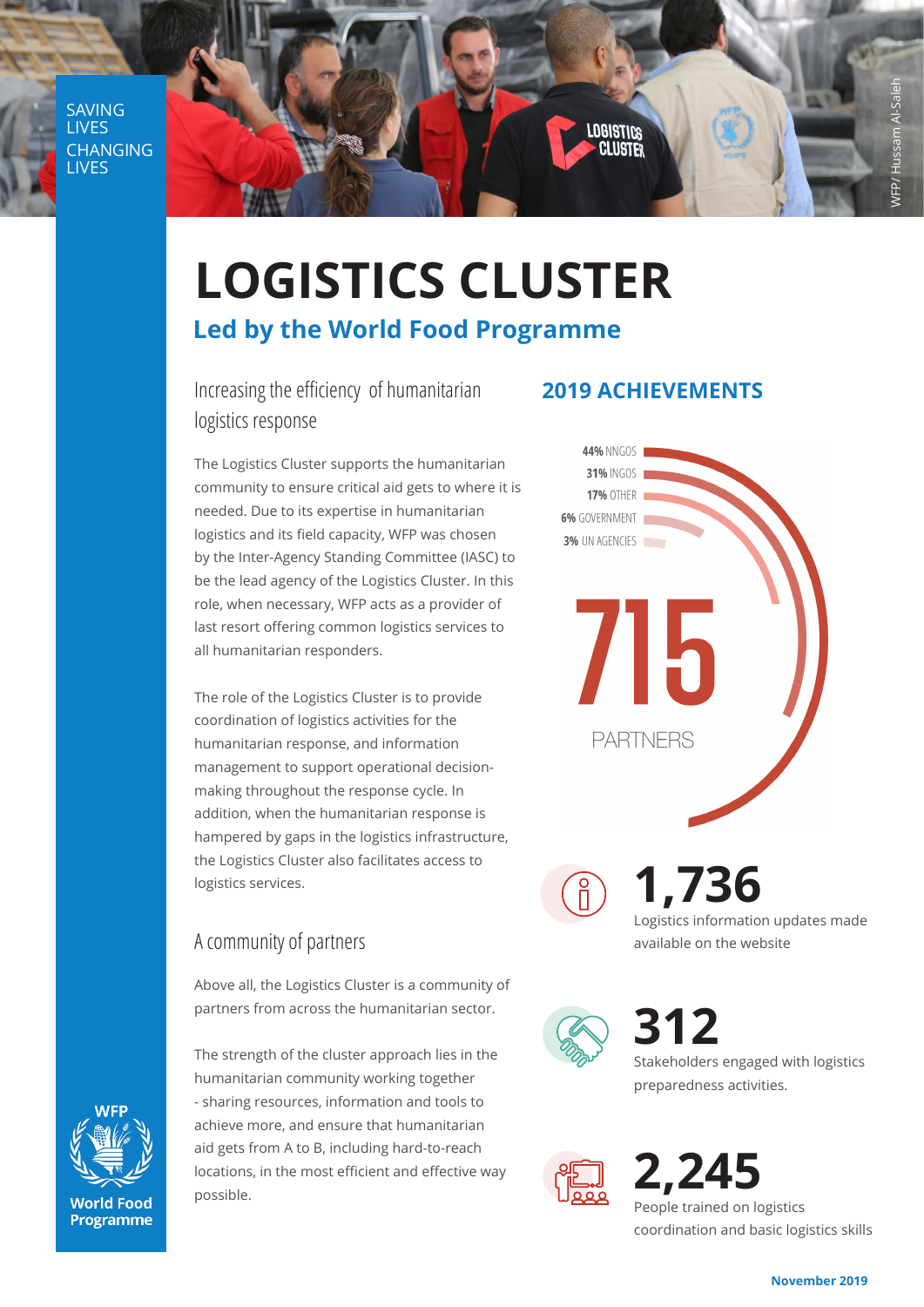SAVING LIVES CHANGING LIVES

WFP/ Hussam Al-Saleh

# LOGISTICS CLUSTER

## Led by the World Food Programme

### Increasing the efficiency of humanitarian logistics response

The Logistics Cluster supports the humanitarian community to ensure critical aid gets to where it is needed. Due to its expertise in humanitarian logistics and its field capacity, WFP was chosen by the Inter-Agency Standing Committee (IASC) to be the lead agency of the Logistics Cluster. In this role, when necessary, WFP acts as a provider of last resort offering common logistics services to all humanitarian responders.

The role of the Logistics Cluster is to provide coordination of logistics activities for the humanitarian response, and information management to support operational decision-making throughout the response cycle. In addition, when the humanitarian response is hampered by gaps in the logistics infrastructure, the Logistics Cluster also facilitates access to logistics services.

### A community of partners

Above all, the Logistics Cluster is a community of partners from across the humanitarian sector.

The strength of the cluster approach lies in the humanitarian community working together - sharing resources, information and tools to achieve more, and ensure that humanitarian aid gets from A to B, including hard-to-reach locations, in the most efficient and effective way possible.

## 2019 ACHIEVEMENTS

- **44%** NNGOS
- **31%** INGOS
- **17%** OTHER
- **6%** GOVERNMENT
- **3%** UN AGENCIES

**715** PARTNERS

**1,736** Logistics information updates made available on the website

**312** Stakeholders engaged with logistics preparedness activities.

**2,245** People trained on logistics coordination and basic logistics skills

WFP World Food Programme

November 2019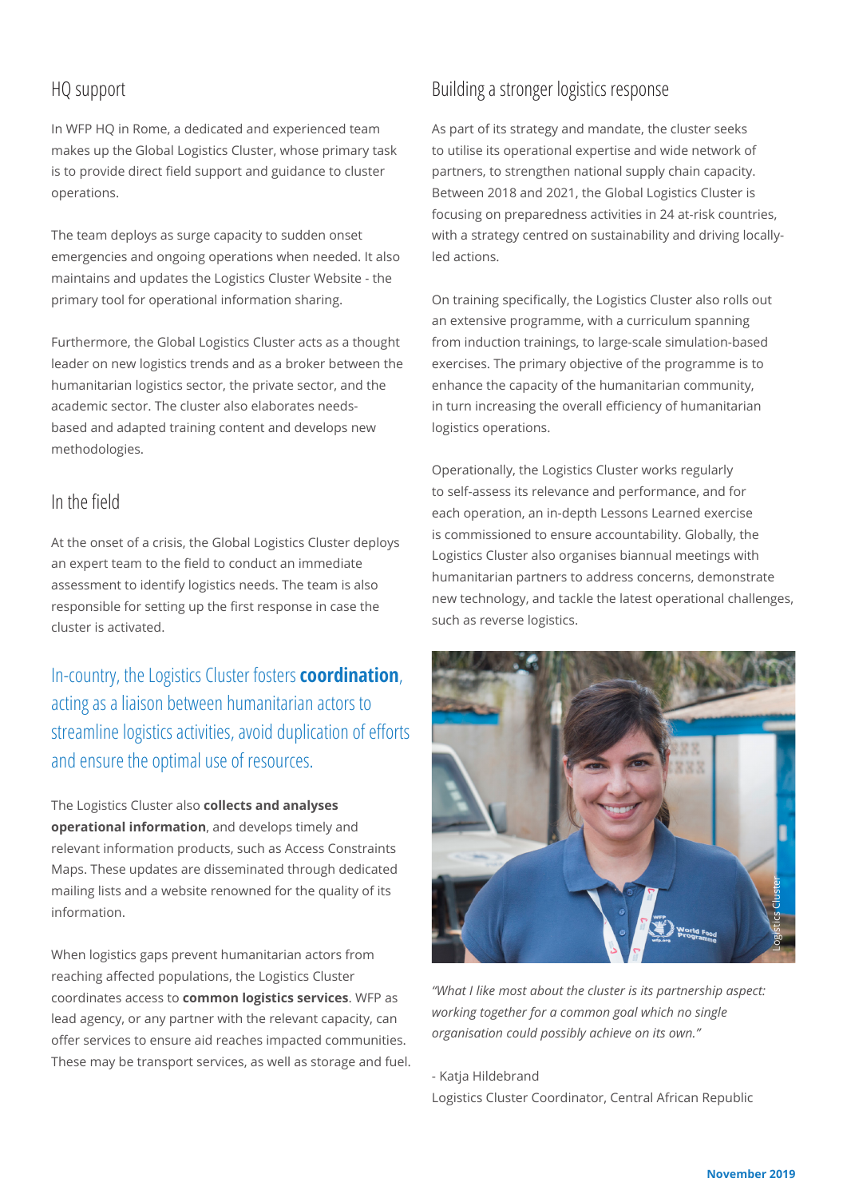## HQ support

In WFP HQ in Rome, a dedicated and experienced team makes up the Global Logistics Cluster, whose primary task is to provide direct field support and guidance to cluster operations.

The team deploys as surge capacity to sudden onset emergencies and ongoing operations when needed. It also maintains and updates the Logistics Cluster Website - the primary tool for operational information sharing.

Furthermore, the Global Logistics Cluster acts as a thought leader on new logistics trends and as a broker between the humanitarian logistics sector, the private sector, and the academic sector. The cluster also elaborates needs-based and adapted training content and develops new methodologies.

## In the field

At the onset of a crisis, the Global Logistics Cluster deploys an expert team to the field to conduct an immediate assessment to identify logistics needs. The team is also responsible for setting up the first response in case the cluster is activated.

In-country, the Logistics Cluster fosters **coordination**, acting as a liaison between humanitarian actors to streamline logistics activities, avoid duplication of efforts and ensure the optimal use of resources.

The Logistics Cluster also **collects and analyses operational information**, and develops timely and relevant information products, such as Access Constraints Maps. These updates are disseminated through dedicated mailing lists and a website renowned for the quality of its information.

When logistics gaps prevent humanitarian actors from reaching affected populations, the Logistics Cluster coordinates access to **common logistics services**. WFP as lead agency, or any partner with the relevant capacity, can offer services to ensure aid reaches impacted communities. These may be transport services, as well as storage and fuel.

## Building a stronger logistics response

As part of its strategy and mandate, the cluster seeks to utilise its operational expertise and wide network of partners, to strengthen national supply chain capacity. Between 2018 and 2021, the Global Logistics Cluster is focusing on preparedness activities in 24 at-risk countries, with a strategy centred on sustainability and driving locally-led actions.

On training specifically, the Logistics Cluster also rolls out an extensive programme, with a curriculum spanning from induction trainings, to large-scale simulation-based exercises. The primary objective of the programme is to enhance the capacity of the humanitarian community, in turn increasing the overall efficiency of humanitarian logistics operations.

Operationally, the Logistics Cluster works regularly to self-assess its relevance and performance, and for each operation, an in-depth Lessons Learned exercise is commissioned to ensure accountability. Globally, the Logistics Cluster also organises biannual meetings with humanitarian partners to address concerns, demonstrate new technology, and tackle the latest operational challenges, such as reverse logistics.

Logistics Cluster

*"What I like most about the cluster is its partnership aspect: working together for a common goal which no single organisation could possibly achieve on its own."*

- Katja Hildebrand
Logistics Cluster Coordinator, Central African Republic

November 2019